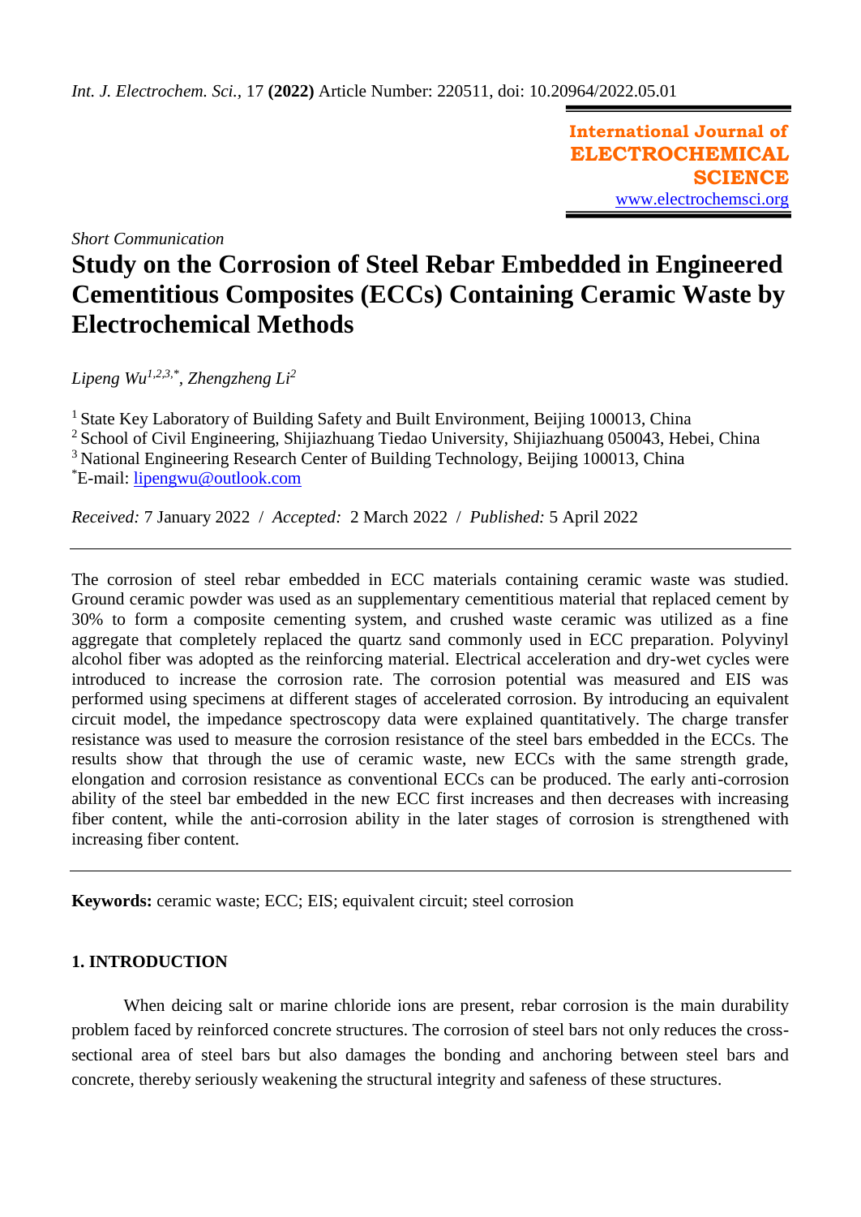*Int. J. Electrochem. Sci.,* 17 **(2022)** Article Number: 220511, doi: 10.20964/2022.05.01

**International Journal of ELECTROCHEMICAL SCIENCE**
www.electrochemsci.org

*Short Communication*

# Study on the Corrosion of Steel Rebar Embedded in Engineered Cementitious Composites (ECCs) Containing Ceramic Waste by Electrochemical Methods

*Lipeng Wu[1,2,3,*], Zhengzheng Li[2]*

[1] State Key Laboratory of Building Safety and Built Environment, Beijing 100013, China
[2] School of Civil Engineering, Shijiazhuang Tiedao University, Shijiazhuang 050043, Hebei, China
[3] National Engineering Research Center of Building Technology, Beijing 100013, China
[*]E-mail: lipengwu@outlook.com

*Received:* 7 January 2022 / *Accepted:* 2 March 2022 / *Published:* 5 April 2022

The corrosion of steel rebar embedded in ECC materials containing ceramic waste was studied. Ground ceramic powder was used as an supplementary cementitious material that replaced cement by 30% to form a composite cementing system, and crushed waste ceramic was utilized as a fine aggregate that completely replaced the quartz sand commonly used in ECC preparation. Polyvinyl alcohol fiber was adopted as the reinforcing material. Electrical acceleration and dry-wet cycles were introduced to increase the corrosion rate. The corrosion potential was measured and EIS was performed using specimens at different stages of accelerated corrosion. By introducing an equivalent circuit model, the impedance spectroscopy data were explained quantitatively. The charge transfer resistance was used to measure the corrosion resistance of the steel bars embedded in the ECCs. The results show that through the use of ceramic waste, new ECCs with the same strength grade, elongation and corrosion resistance as conventional ECCs can be produced. The early anti-corrosion ability of the steel bar embedded in the new ECC first increases and then decreases with increasing fiber content, while the anti-corrosion ability in the later stages of corrosion is strengthened with increasing fiber content.

**Keywords:** ceramic waste; ECC; EIS; equivalent circuit; steel corrosion

## 1. INTRODUCTION

When deicing salt or marine chloride ions are present, rebar corrosion is the main durability problem faced by reinforced concrete structures. The corrosion of steel bars not only reduces the cross-sectional area of steel bars but also damages the bonding and anchoring between steel bars and concrete, thereby seriously weakening the structural integrity and safeness of these structures.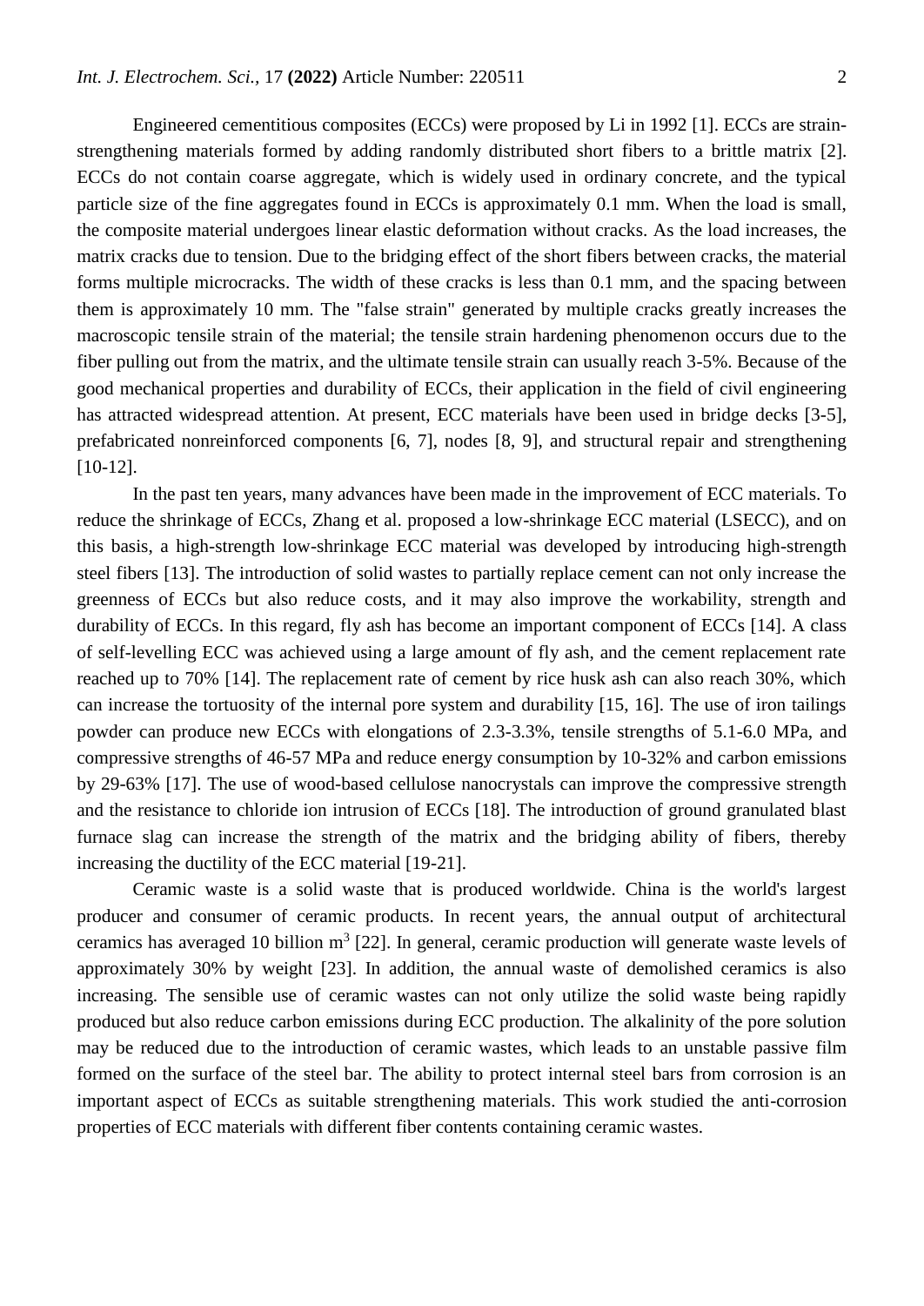Engineered cementitious composites (ECCs) were proposed by Li in 1992 [1]. ECCs are strain-strengthening materials formed by adding randomly distributed short fibers to a brittle matrix [2]. ECCs do not contain coarse aggregate, which is widely used in ordinary concrete, and the typical particle size of the fine aggregates found in ECCs is approximately 0.1 mm. When the load is small, the composite material undergoes linear elastic deformation without cracks. As the load increases, the matrix cracks due to tension. Due to the bridging effect of the short fibers between cracks, the material forms multiple microcracks. The width of these cracks is less than 0.1 mm, and the spacing between them is approximately 10 mm. The "false strain" generated by multiple cracks greatly increases the macroscopic tensile strain of the material; the tensile strain hardening phenomenon occurs due to the fiber pulling out from the matrix, and the ultimate tensile strain can usually reach 3-5%. Because of the good mechanical properties and durability of ECCs, their application in the field of civil engineering has attracted widespread attention. At present, ECC materials have been used in bridge decks [3-5], prefabricated nonreinforced components [6, 7], nodes [8, 9], and structural repair and strengthening [10-12].

In the past ten years, many advances have been made in the improvement of ECC materials. To reduce the shrinkage of ECCs, Zhang et al. proposed a low-shrinkage ECC material (LSECC), and on this basis, a high-strength low-shrinkage ECC material was developed by introducing high-strength steel fibers [13]. The introduction of solid wastes to partially replace cement can not only increase the greenness of ECCs but also reduce costs, and it may also improve the workability, strength and durability of ECCs. In this regard, fly ash has become an important component of ECCs [14]. A class of self-levelling ECC was achieved using a large amount of fly ash, and the cement replacement rate reached up to 70% [14]. The replacement rate of cement by rice husk ash can also reach 30%, which can increase the tortuosity of the internal pore system and durability [15, 16]. The use of iron tailings powder can produce new ECCs with elongations of 2.3-3.3%, tensile strengths of 5.1-6.0 MPa, and compressive strengths of 46-57 MPa and reduce energy consumption by 10-32% and carbon emissions by 29-63% [17]. The use of wood-based cellulose nanocrystals can improve the compressive strength and the resistance to chloride ion intrusion of ECCs [18]. The introduction of ground granulated blast furnace slag can increase the strength of the matrix and the bridging ability of fibers, thereby increasing the ductility of the ECC material [19-21].

Ceramic waste is a solid waste that is produced worldwide. China is the world's largest producer and consumer of ceramic products. In recent years, the annual output of architectural ceramics has averaged 10 billion $m^3$ [22]. In general, ceramic production will generate waste levels of approximately 30% by weight [23]. In addition, the annual waste of demolished ceramics is also increasing. The sensible use of ceramic wastes can not only utilize the solid waste being rapidly produced but also reduce carbon emissions during ECC production. The alkalinity of the pore solution may be reduced due to the introduction of ceramic wastes, which leads to an unstable passive film formed on the surface of the steel bar. The ability to protect internal steel bars from corrosion is an important aspect of ECCs as suitable strengthening materials. This work studied the anti-corrosion properties of ECC materials with different fiber contents containing ceramic wastes.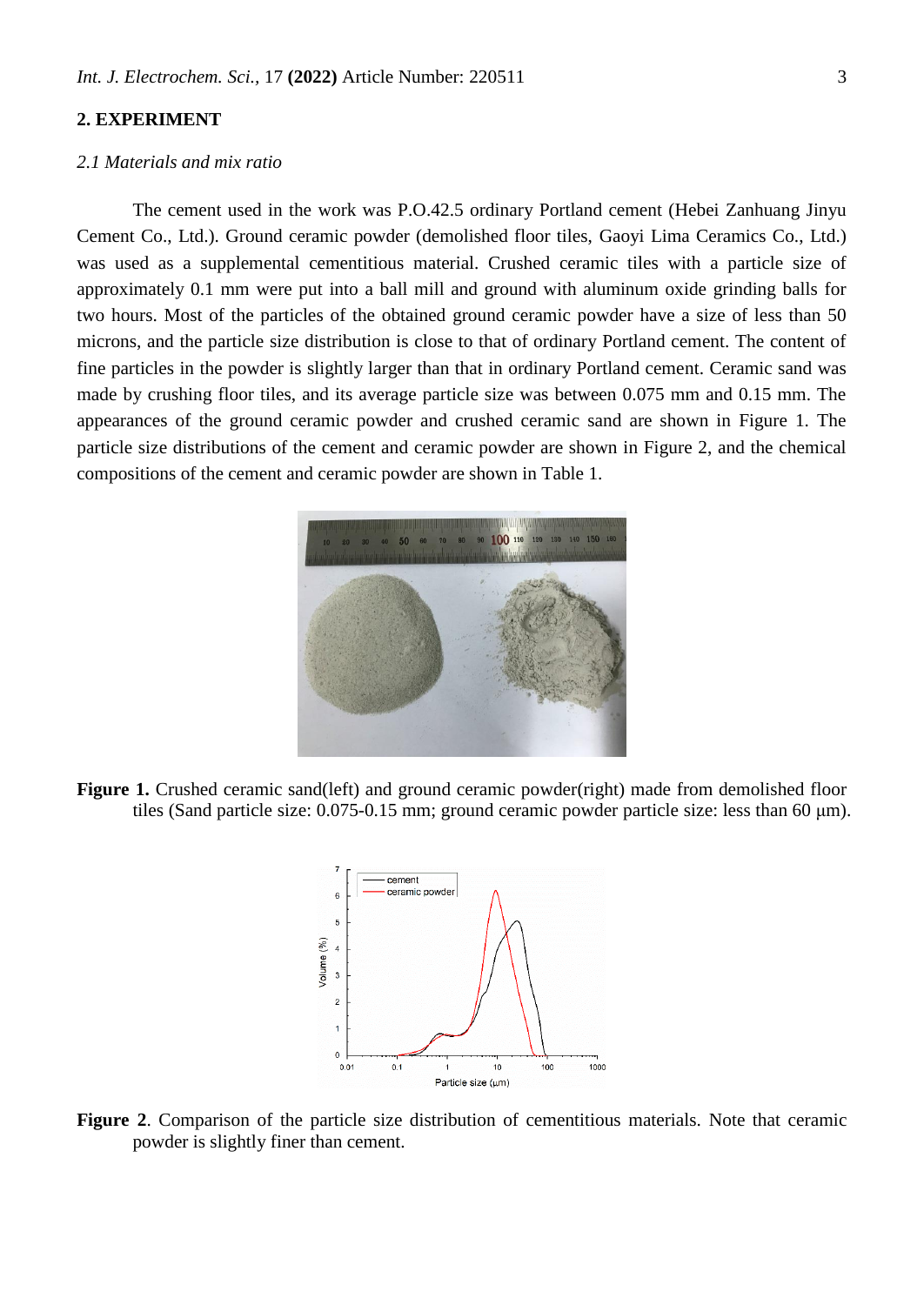## 2. EXPERIMENT

### *2.1 Materials and mix ratio*

The cement used in the work was P.O.42.5 ordinary Portland cement (Hebei Zanhuang Jinyu Cement Co., Ltd.). Ground ceramic powder (demolished floor tiles, Gaoyi Lima Ceramics Co., Ltd.) was used as a supplemental cementitious material. Crushed ceramic tiles with a particle size of approximately 0.1 mm were put into a ball mill and ground with aluminum oxide grinding balls for two hours. Most of the particles of the obtained ground ceramic powder have a size of less than 50 microns, and the particle size distribution is close to that of ordinary Portland cement. The content of fine particles in the powder is slightly larger than that in ordinary Portland cement. Ceramic sand was made by crushing floor tiles, and its average particle size was between 0.075 mm and 0.15 mm. The appearances of the ground ceramic powder and crushed ceramic sand are shown in Figure 1. The particle size distributions of the cement and ceramic powder are shown in Figure 2, and the chemical compositions of the cement and ceramic powder are shown in Table 1.

**Figure 1.** Crushed ceramic sand(left) and ground ceramic powder(right) made from demolished floor tiles (Sand particle size: 0.075-0.15 mm; ground ceramic powder particle size: less than 60 μm).

**Figure 2**. Comparison of the particle size distribution of cementitious materials. Note that ceramic powder is slightly finer than cement.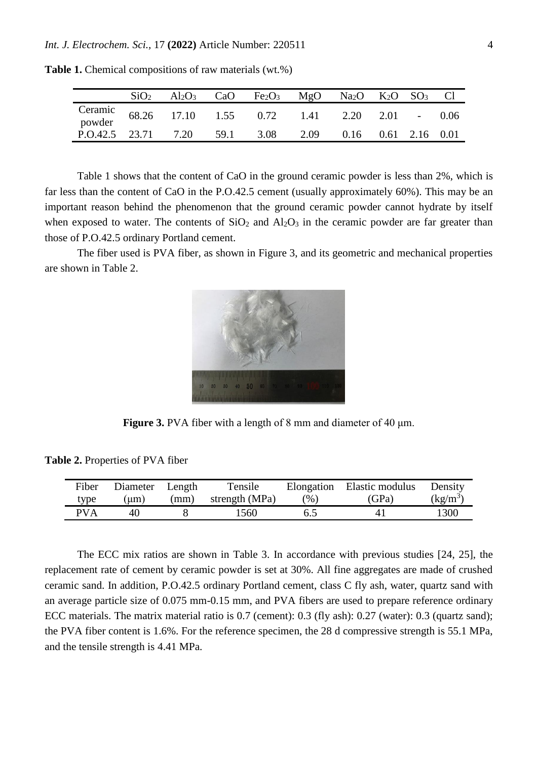**Table 1.** Chemical compositions of raw materials (wt.%)

| | $SiO_2$ | $Al_2O_3$ | CaO | $Fe_2O_3$ | MgO | $Na_2O$ | $K_2O$ | $SO_3$ | Cl |
|---|---|---|---|---|---|---|---|---|---|
| Ceramic powder | 68.26 | 17.10 | 1.55 | 0.72 | 1.41 | 2.20 | 2.01 | - | 0.06 |
| P.O.42.5 | 23.71 | 7.20 | 59.1 | 3.08 | 2.09 | 0.16 | 0.61 | 2.16 | 0.01 |

Table 1 shows that the content of CaO in the ground ceramic powder is less than 2%, which is far less than the content of CaO in the P.O.42.5 cement (usually approximately 60%). This may be an important reason behind the phenomenon that the ground ceramic powder cannot hydrate by itself when exposed to water. The contents of $SiO_2$ and $Al_2O_3$ in the ceramic powder are far greater than those of P.O.42.5 ordinary Portland cement.

The fiber used is PVA fiber, as shown in Figure 3, and its geometric and mechanical properties are shown in Table 2.

**Figure 3.** PVA fiber with a length of 8 mm and diameter of 40 μm.

**Table 2.** Properties of PVA fiber

| Fiber type | Diameter (μm) | Length (mm) | Tensile strength (MPa) | Elongation (%) | Elastic modulus (GPa) | Density ($kg/m^3$) |
|---|---|---|---|---|---|---|
| PVA | 40 | 8 | 1560 | 6.5 | 41 | 1300 |

The ECC mix ratios are shown in Table 3. In accordance with previous studies [24, 25], the replacement rate of cement by ceramic powder is set at 30%. All fine aggregates are made of crushed ceramic sand. In addition, P.O.42.5 ordinary Portland cement, class C fly ash, water, quartz sand with an average particle size of 0.075 mm-0.15 mm, and PVA fibers are used to prepare reference ordinary ECC materials. The matrix material ratio is 0.7 (cement): 0.3 (fly ash): 0.27 (water): 0.3 (quartz sand); the PVA fiber content is 1.6%. For the reference specimen, the 28 d compressive strength is 55.1 MPa, and the tensile strength is 4.41 MPa.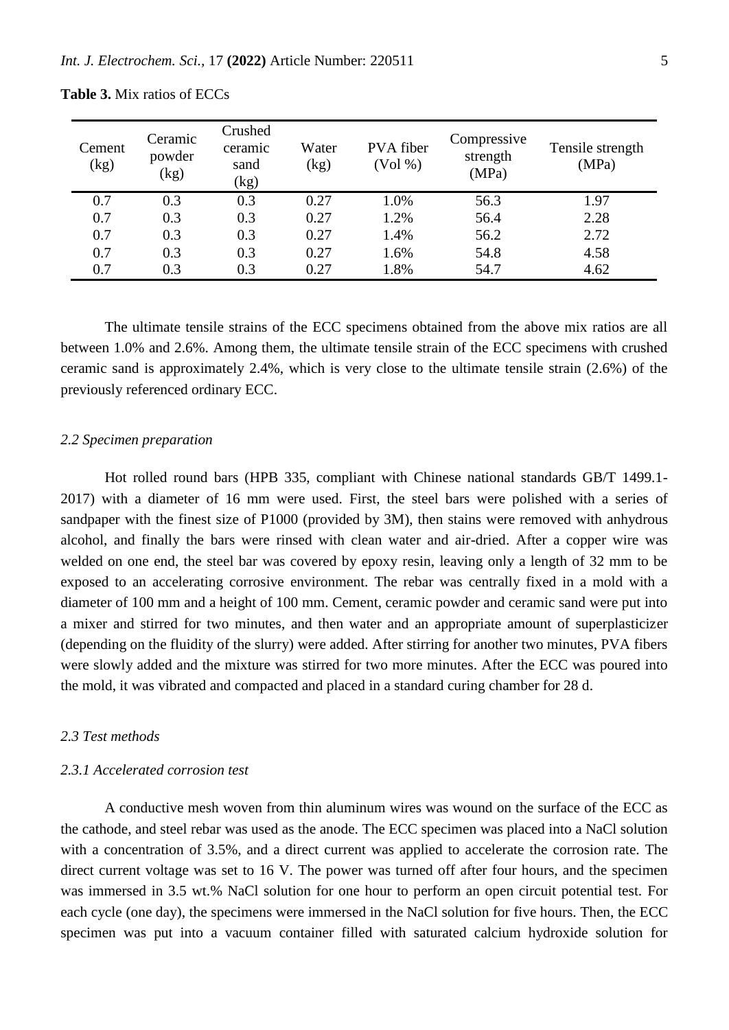**Table 3.** Mix ratios of ECCs

| Cement (kg) | Ceramic powder (kg) | Crushed ceramic sand (kg) | Water (kg) | PVA fiber (Vol %) | Compressive strength (MPa) | Tensile strength (MPa) |
|---|---|---|---|---|---|---|
| 0.7 | 0.3 | 0.3 | 0.27 | 1.0% | 56.3 | 1.97 |
| 0.7 | 0.3 | 0.3 | 0.27 | 1.2% | 56.4 | 2.28 |
| 0.7 | 0.3 | 0.3 | 0.27 | 1.4% | 56.2 | 2.72 |
| 0.7 | 0.3 | 0.3 | 0.27 | 1.6% | 54.8 | 4.58 |
| 0.7 | 0.3 | 0.3 | 0.27 | 1.8% | 54.7 | 4.62 |

The ultimate tensile strains of the ECC specimens obtained from the above mix ratios are all between 1.0% and 2.6%. Among them, the ultimate tensile strain of the ECC specimens with crushed ceramic sand is approximately 2.4%, which is very close to the ultimate tensile strain (2.6%) of the previously referenced ordinary ECC.

### *2.2 Specimen preparation*

Hot rolled round bars (HPB 335, compliant with Chinese national standards GB/T 1499.1-2017) with a diameter of 16 mm were used. First, the steel bars were polished with a series of sandpaper with the finest size of P1000 (provided by 3M), then stains were removed with anhydrous alcohol, and finally the bars were rinsed with clean water and air-dried. After a copper wire was welded on one end, the steel bar was covered by epoxy resin, leaving only a length of 32 mm to be exposed to an accelerating corrosive environment. The rebar was centrally fixed in a mold with a diameter of 100 mm and a height of 100 mm. Cement, ceramic powder and ceramic sand were put into a mixer and stirred for two minutes, and then water and an appropriate amount of superplasticizer (depending on the fluidity of the slurry) were added. After stirring for another two minutes, PVA fibers were slowly added and the mixture was stirred for two more minutes. After the ECC was poured into the mold, it was vibrated and compacted and placed in a standard curing chamber for 28 d.

### *2.3 Test methods*

#### *2.3.1 Accelerated corrosion test*

A conductive mesh woven from thin aluminum wires was wound on the surface of the ECC as the cathode, and steel rebar was used as the anode. The ECC specimen was placed into a NaCl solution with a concentration of 3.5%, and a direct current was applied to accelerate the corrosion rate. The direct current voltage was set to 16 V. The power was turned off after four hours, and the specimen was immersed in 3.5 wt.% NaCl solution for one hour to perform an open circuit potential test. For each cycle (one day), the specimens were immersed in the NaCl solution for five hours. Then, the ECC specimen was put into a vacuum container filled with saturated calcium hydroxide solution for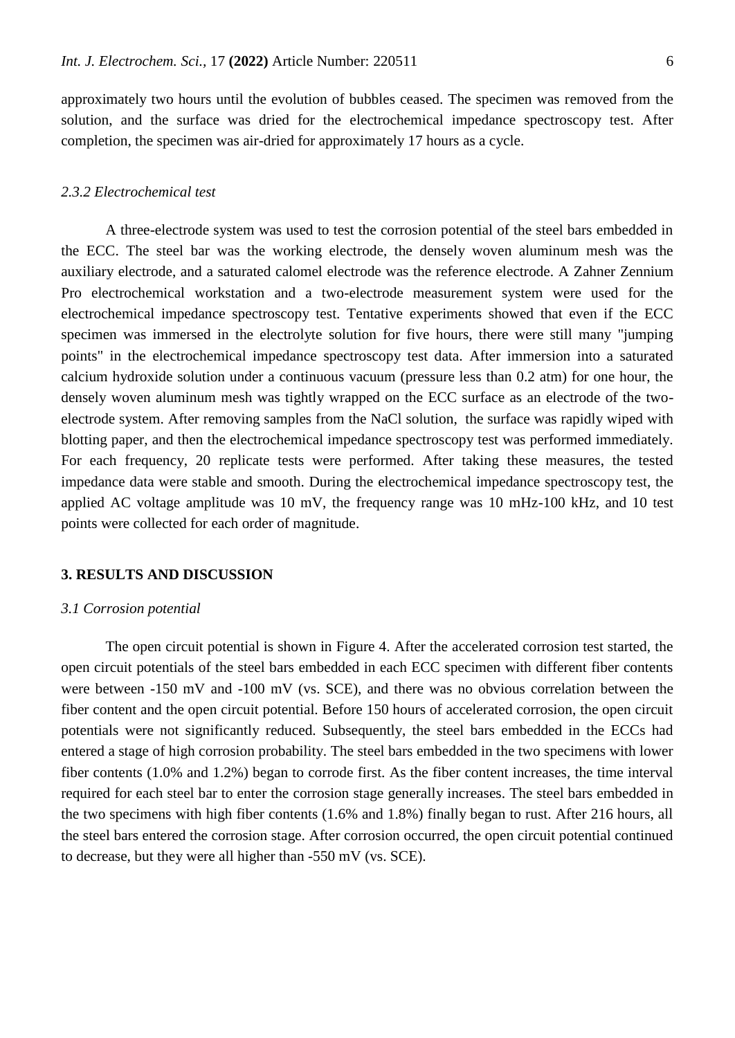approximately two hours until the evolution of bubbles ceased. The specimen was removed from the solution, and the surface was dried for the electrochemical impedance spectroscopy test. After completion, the specimen was air-dried for approximately 17 hours as a cycle.

### *2.3.2 Electrochemical test*

A three-electrode system was used to test the corrosion potential of the steel bars embedded in the ECC. The steel bar was the working electrode, the densely woven aluminum mesh was the auxiliary electrode, and a saturated calomel electrode was the reference electrode. A Zahner Zennium Pro electrochemical workstation and a two-electrode measurement system were used for the electrochemical impedance spectroscopy test. Tentative experiments showed that even if the ECC specimen was immersed in the electrolyte solution for five hours, there were still many "jumping points" in the electrochemical impedance spectroscopy test data. After immersion into a saturated calcium hydroxide solution under a continuous vacuum (pressure less than 0.2 atm) for one hour, the densely woven aluminum mesh was tightly wrapped on the ECC surface as an electrode of the two-electrode system. After removing samples from the NaCl solution, the surface was rapidly wiped with blotting paper, and then the electrochemical impedance spectroscopy test was performed immediately. For each frequency, 20 replicate tests were performed. After taking these measures, the tested impedance data were stable and smooth. During the electrochemical impedance spectroscopy test, the applied AC voltage amplitude was 10 mV, the frequency range was 10 mHz-100 kHz, and 10 test points were collected for each order of magnitude.

## 3. RESULTS AND DISCUSSION

### *3.1 Corrosion potential*

The open circuit potential is shown in Figure 4. After the accelerated corrosion test started, the open circuit potentials of the steel bars embedded in each ECC specimen with different fiber contents were between -150 mV and -100 mV (vs. SCE), and there was no obvious correlation between the fiber content and the open circuit potential. Before 150 hours of accelerated corrosion, the open circuit potentials were not significantly reduced. Subsequently, the steel bars embedded in the ECCs had entered a stage of high corrosion probability. The steel bars embedded in the two specimens with lower fiber contents (1.0% and 1.2%) began to corrode first. As the fiber content increases, the time interval required for each steel bar to enter the corrosion stage generally increases. The steel bars embedded in the two specimens with high fiber contents (1.6% and 1.8%) finally began to rust. After 216 hours, all the steel bars entered the corrosion stage. After corrosion occurred, the open circuit potential continued to decrease, but they were all higher than -550 mV (vs. SCE).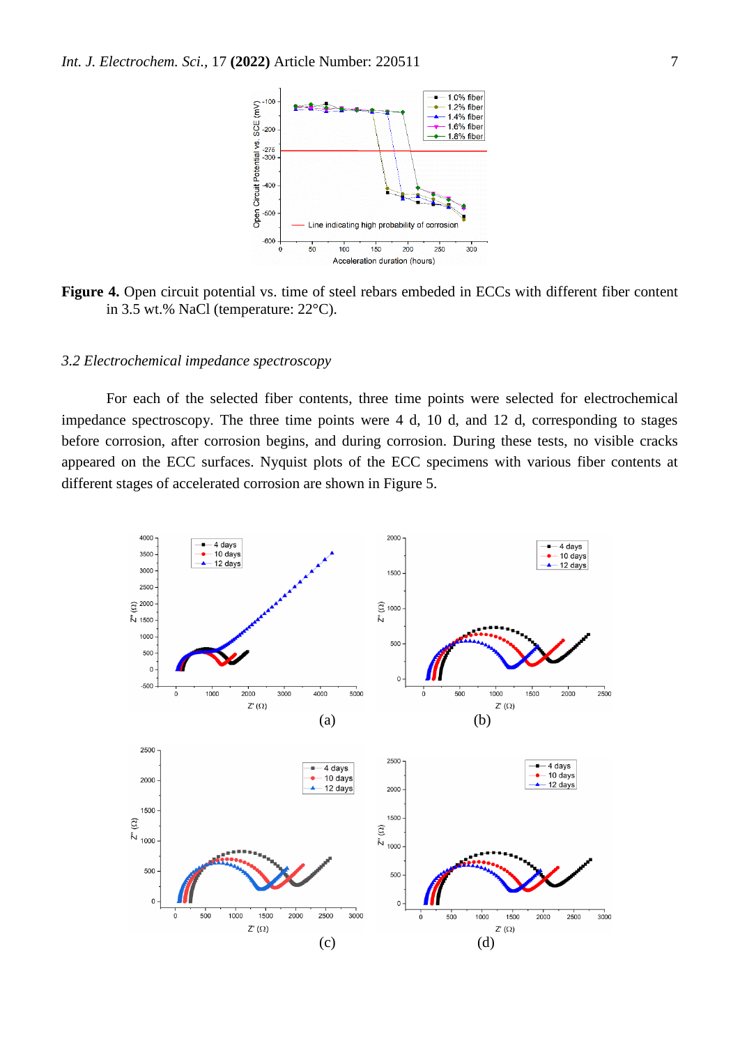**Figure 4.** Open circuit potential vs. time of steel rebars embeded in ECCs with different fiber content in 3.5 wt.% NaCl (temperature: 22°C).

*3.2 Electrochemical impedance spectroscopy*

For each of the selected fiber contents, three time points were selected for electrochemical impedance spectroscopy. The three time points were 4 d, 10 d, and 12 d, corresponding to stages before corrosion, after corrosion begins, and during corrosion. During these tests, no visible cracks appeared on the ECC surfaces. Nyquist plots of the ECC specimens with various fiber contents at different stages of accelerated corrosion are shown in Figure 5.

(a)

(b)

(c)

(d)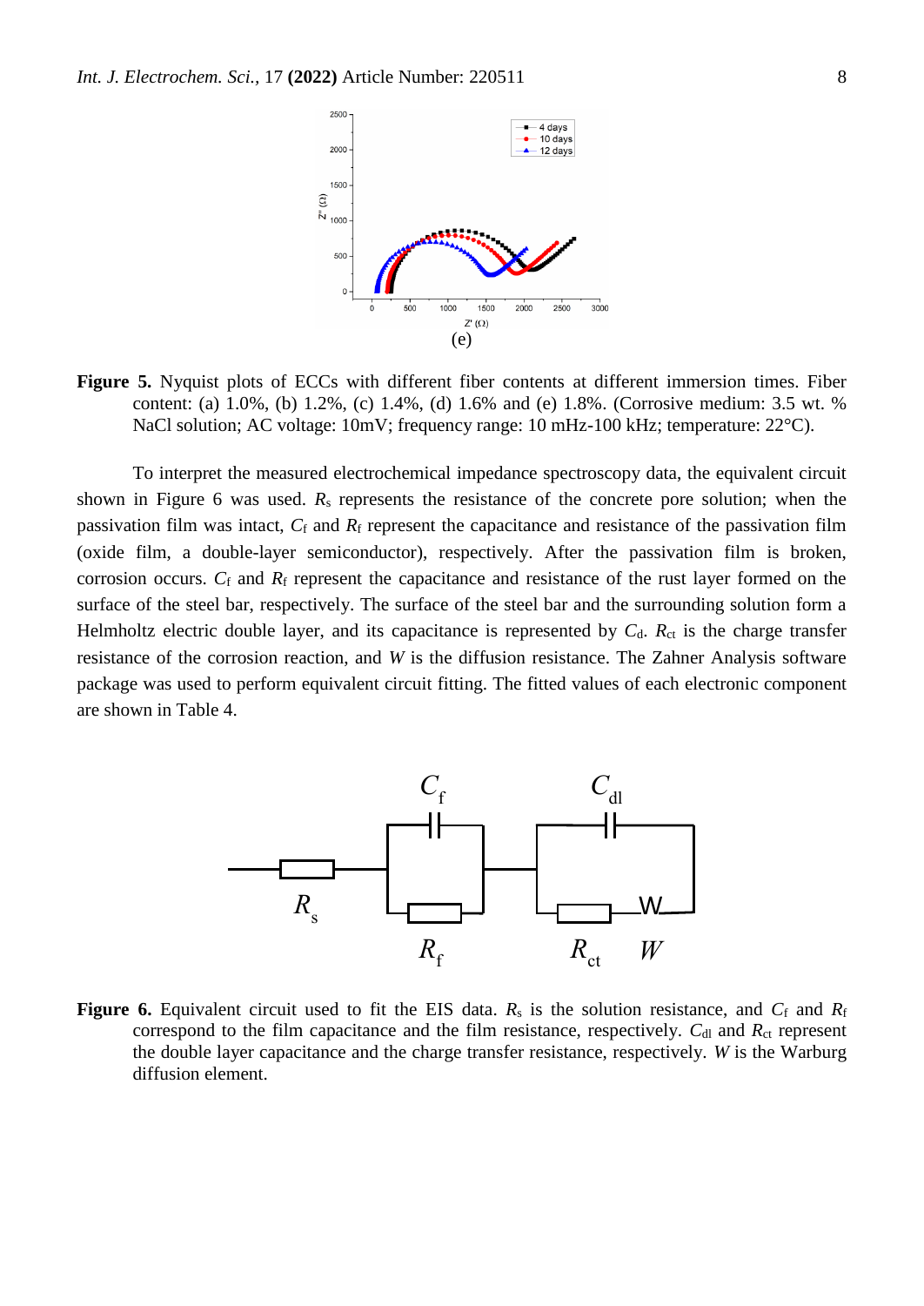(e)

**Figure 5.** Nyquist plots of ECCs with different fiber contents at different immersion times. Fiber content: (a) 1.0%, (b) 1.2%, (c) 1.4%, (d) 1.6% and (e) 1.8%. (Corrosive medium: 3.5 wt. % NaCl solution; AC voltage: 10mV; frequency range: 10 mHz-100 kHz; temperature: 22°C).

To interpret the measured electrochemical impedance spectroscopy data, the equivalent circuit shown in Figure 6 was used. $R_s$ represents the resistance of the concrete pore solution; when the passivation film was intact, $C_f$ and $R_f$ represent the capacitance and resistance of the passivation film (oxide film, a double-layer semiconductor), respectively. After the passivation film is broken, corrosion occurs. $C_f$ and $R_f$ represent the capacitance and resistance of the rust layer formed on the surface of the steel bar, respectively. The surface of the steel bar and the surrounding solution form a Helmholtz electric double layer, and its capacitance is represented by $C_d$. $R_{ct}$ is the charge transfer resistance of the corrosion reaction, and $W$ is the diffusion resistance. The Zahner Analysis software package was used to perform equivalent circuit fitting. The fitted values of each electronic component are shown in Table 4.

**Figure 6.** Equivalent circuit used to fit the EIS data. $R_s$ is the solution resistance, and $C_f$ and $R_f$ correspond to the film capacitance and the film resistance, respectively. $C_{dl}$ and $R_{ct}$ represent the double layer capacitance and the charge transfer resistance, respectively. $W$ is the Warburg diffusion element.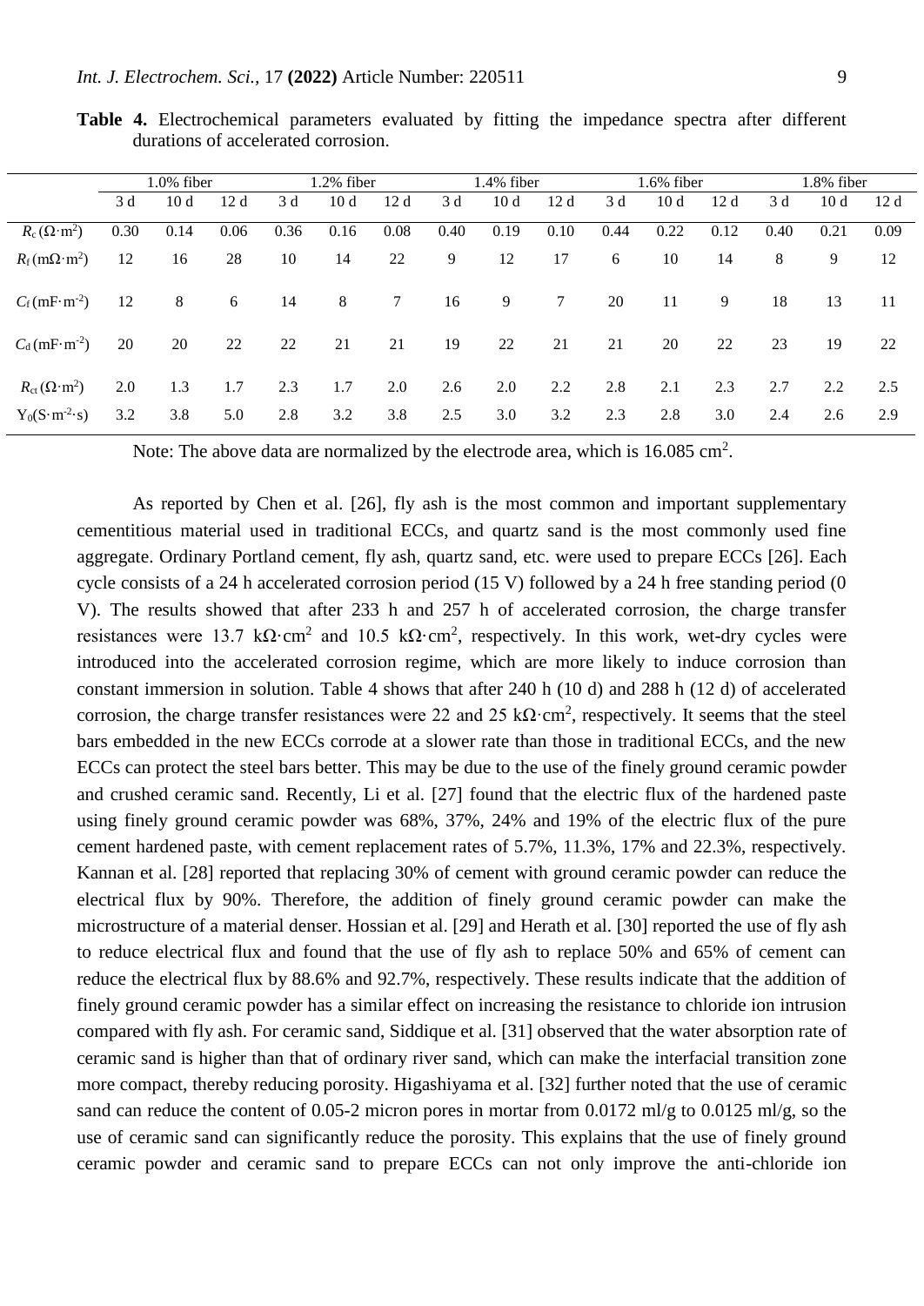**Table 4.** Electrochemical parameters evaluated by fitting the impedance spectra after different durations of accelerated corrosion.

| | 1.0% fiber | | | 1.2% fiber | | | 1.4% fiber | | | 1.6% fiber | | | 1.8% fiber | | |
|---|---|---|---|---|---|---|---|---|---|---|---|---|---|---|---|
| | 3 d | 10 d | 12 d | 3 d | 10 d | 12 d | 3 d | 10 d | 12 d | 3 d | 10 d | 12 d | 3 d | 10 d | 12 d |
| $R_c\,(\Omega\cdot m^2)$ | 0.30 | 0.14 | 0.06 | 0.36 | 0.16 | 0.08 | 0.40 | 0.19 | 0.10 | 0.44 | 0.22 | 0.12 | 0.40 | 0.21 | 0.09 |
| $R_f\,(m\Omega\cdot m^2)$ | 12 | 16 | 28 | 10 | 14 | 22 | 9 | 12 | 17 | 6 | 10 | 14 | 8 | 9 | 12 |
| $C_f\,(mF\cdot m^{-2})$ | 12 | 8 | 6 | 14 | 8 | 7 | 16 | 9 | 7 | 20 | 11 | 9 | 18 | 13 | 11 |
| $C_d\,(mF\cdot m^{-2})$ | 20 | 20 | 22 | 22 | 21 | 21 | 19 | 22 | 21 | 21 | 20 | 22 | 23 | 19 | 22 |
| $R_{ct}\,(\Omega\cdot m^2)$ | 2.0 | 1.3 | 1.7 | 2.3 | 1.7 | 2.0 | 2.6 | 2.0 | 2.2 | 2.8 | 2.1 | 2.3 | 2.7 | 2.2 | 2.5 |
| $Y_0(S\cdot m^{-2}\cdot s)$ | 3.2 | 3.8 | 5.0 | 2.8 | 3.2 | 3.8 | 2.5 | 3.0 | 3.2 | 2.3 | 2.8 | 3.0 | 2.4 | 2.6 | 2.9 |

Note: The above data are normalized by the electrode area, which is 16.085 $cm^2$.

As reported by Chen et al. [26], fly ash is the most common and important supplementary cementitious material used in traditional ECCs, and quartz sand is the most commonly used fine aggregate. Ordinary Portland cement, fly ash, quartz sand, etc. were used to prepare ECCs [26]. Each cycle consists of a 24 h accelerated corrosion period (15 V) followed by a 24 h free standing period (0 V). The results showed that after 233 h and 257 h of accelerated corrosion, the charge transfer resistances were 13.7 $k\Omega\cdot cm^2$ and 10.5 $k\Omega\cdot cm^2$, respectively. In this work, wet-dry cycles were introduced into the accelerated corrosion regime, which are more likely to induce corrosion than constant immersion in solution. Table 4 shows that after 240 h (10 d) and 288 h (12 d) of accelerated corrosion, the charge transfer resistances were 22 and 25 $k\Omega\cdot cm^2$, respectively. It seems that the steel bars embedded in the new ECCs corrode at a slower rate than those in traditional ECCs, and the new ECCs can protect the steel bars better. This may be due to the use of the finely ground ceramic powder and crushed ceramic sand. Recently, Li et al. [27] found that the electric flux of the hardened paste using finely ground ceramic powder was 68%, 37%, 24% and 19% of the electric flux of the pure cement hardened paste, with cement replacement rates of 5.7%, 11.3%, 17% and 22.3%, respectively. Kannan et al. [28] reported that replacing 30% of cement with ground ceramic powder can reduce the electrical flux by 90%. Therefore, the addition of finely ground ceramic powder can make the microstructure of a material denser. Hossian et al. [29] and Herath et al. [30] reported the use of fly ash to reduce electrical flux and found that the use of fly ash to replace 50% and 65% of cement can reduce the electrical flux by 88.6% and 92.7%, respectively. These results indicate that the addition of finely ground ceramic powder has a similar effect on increasing the resistance to chloride ion intrusion compared with fly ash. For ceramic sand, Siddique et al. [31] observed that the water absorption rate of ceramic sand is higher than that of ordinary river sand, which can make the interfacial transition zone more compact, thereby reducing porosity. Higashiyama et al. [32] further noted that the use of ceramic sand can reduce the content of 0.05-2 micron pores in mortar from 0.0172 ml/g to 0.0125 ml/g, so the use of ceramic sand can significantly reduce the porosity. This explains that the use of finely ground ceramic powder and ceramic sand to prepare ECCs can not only improve the anti-chloride ion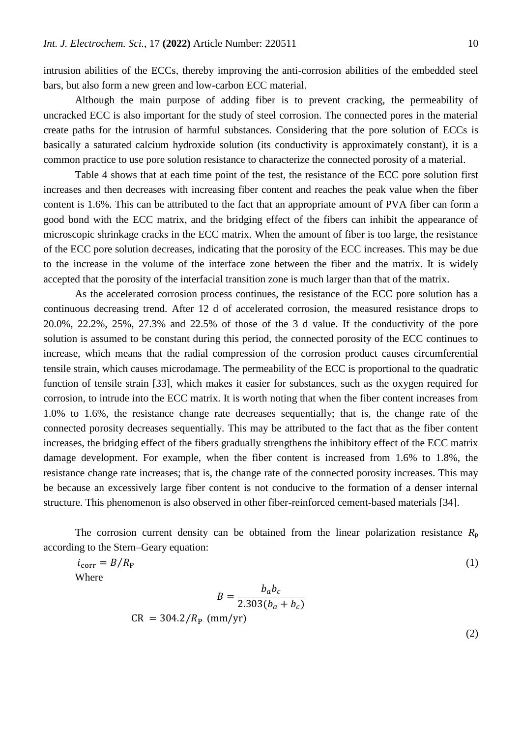intrusion abilities of the ECCs, thereby improving the anti-corrosion abilities of the embedded steel bars, but also form a new green and low-carbon ECC material.

Although the main purpose of adding fiber is to prevent cracking, the permeability of uncracked ECC is also important for the study of steel corrosion. The connected pores in the material create paths for the intrusion of harmful substances. Considering that the pore solution of ECCs is basically a saturated calcium hydroxide solution (its conductivity is approximately constant), it is a common practice to use pore solution resistance to characterize the connected porosity of a material.

Table 4 shows that at each time point of the test, the resistance of the ECC pore solution first increases and then decreases with increasing fiber content and reaches the peak value when the fiber content is 1.6%. This can be attributed to the fact that an appropriate amount of PVA fiber can form a good bond with the ECC matrix, and the bridging effect of the fibers can inhibit the appearance of microscopic shrinkage cracks in the ECC matrix. When the amount of fiber is too large, the resistance of the ECC pore solution decreases, indicating that the porosity of the ECC increases. This may be due to the increase in the volume of the interface zone between the fiber and the matrix. It is widely accepted that the porosity of the interfacial transition zone is much larger than that of the matrix.

As the accelerated corrosion process continues, the resistance of the ECC pore solution has a continuous decreasing trend. After 12 d of accelerated corrosion, the measured resistance drops to 20.0%, 22.2%, 25%, 27.3% and 22.5% of those of the 3 d value. If the conductivity of the pore solution is assumed to be constant during this period, the connected porosity of the ECC continues to increase, which means that the radial compression of the corrosion product causes circumferential tensile strain, which causes microdamage. The permeability of the ECC is proportional to the quadratic function of tensile strain [33], which makes it easier for substances, such as the oxygen required for corrosion, to intrude into the ECC matrix. It is worth noting that when the fiber content increases from 1.0% to 1.6%, the resistance change rate decreases sequentially; that is, the change rate of the connected porosity decreases sequentially. This may be attributed to the fact that as the fiber content increases, the bridging effect of the fibers gradually strengthens the inhibitory effect of the ECC matrix damage development. For example, when the fiber content is increased from 1.6% to 1.8%, the resistance change rate increases; that is, the change rate of the connected porosity increases. This may be because an excessively large fiber content is not conducive to the formation of a denser internal structure. This phenomenon is also observed in other fiber-reinforced cement-based materials [34].

The corrosion current density can be obtained from the linear polarization resistance $R_p$ according to the Stern–Geary equation:

$$i_{corr} = B/R_P \tag{1}$$

Where

$$B = \frac{b_a b_c}{2.303(b_a + b_c)}$$

$$CR = 304.2/R_P \text{ (mm/yr)} \tag{2}$$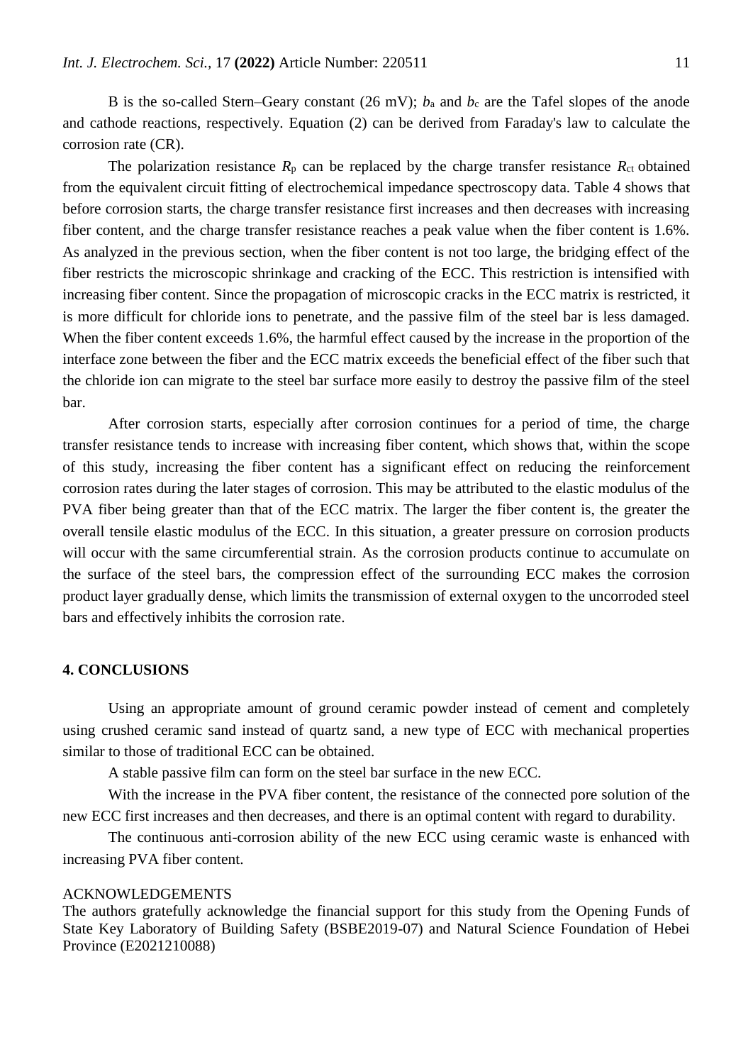B is the so-called Stern–Geary constant (26 mV); $b_a$ and $b_c$ are the Tafel slopes of the anode and cathode reactions, respectively. Equation (2) can be derived from Faraday's law to calculate the corrosion rate (CR).

The polarization resistance $R_p$ can be replaced by the charge transfer resistance $R_{ct}$ obtained from the equivalent circuit fitting of electrochemical impedance spectroscopy data. Table 4 shows that before corrosion starts, the charge transfer resistance first increases and then decreases with increasing fiber content, and the charge transfer resistance reaches a peak value when the fiber content is 1.6%. As analyzed in the previous section, when the fiber content is not too large, the bridging effect of the fiber restricts the microscopic shrinkage and cracking of the ECC. This restriction is intensified with increasing fiber content. Since the propagation of microscopic cracks in the ECC matrix is restricted, it is more difficult for chloride ions to penetrate, and the passive film of the steel bar is less damaged. When the fiber content exceeds 1.6%, the harmful effect caused by the increase in the proportion of the interface zone between the fiber and the ECC matrix exceeds the beneficial effect of the fiber such that the chloride ion can migrate to the steel bar surface more easily to destroy the passive film of the steel bar.

After corrosion starts, especially after corrosion continues for a period of time, the charge transfer resistance tends to increase with increasing fiber content, which shows that, within the scope of this study, increasing the fiber content has a significant effect on reducing the reinforcement corrosion rates during the later stages of corrosion. This may be attributed to the elastic modulus of the PVA fiber being greater than that of the ECC matrix. The larger the fiber content is, the greater the overall tensile elastic modulus of the ECC. In this situation, a greater pressure on corrosion products will occur with the same circumferential strain. As the corrosion products continue to accumulate on the surface of the steel bars, the compression effect of the surrounding ECC makes the corrosion product layer gradually dense, which limits the transmission of external oxygen to the uncorroded steel bars and effectively inhibits the corrosion rate.

## 4. CONCLUSIONS

Using an appropriate amount of ground ceramic powder instead of cement and completely using crushed ceramic sand instead of quartz sand, a new type of ECC with mechanical properties similar to those of traditional ECC can be obtained.

A stable passive film can form on the steel bar surface in the new ECC.

With the increase in the PVA fiber content, the resistance of the connected pore solution of the new ECC first increases and then decreases, and there is an optimal content with regard to durability.

The continuous anti-corrosion ability of the new ECC using ceramic waste is enhanced with increasing PVA fiber content.

ACKNOWLEDGEMENTS

The authors gratefully acknowledge the financial support for this study from the Opening Funds of State Key Laboratory of Building Safety (BSBE2019-07) and Natural Science Foundation of Hebei Province (E2021210088)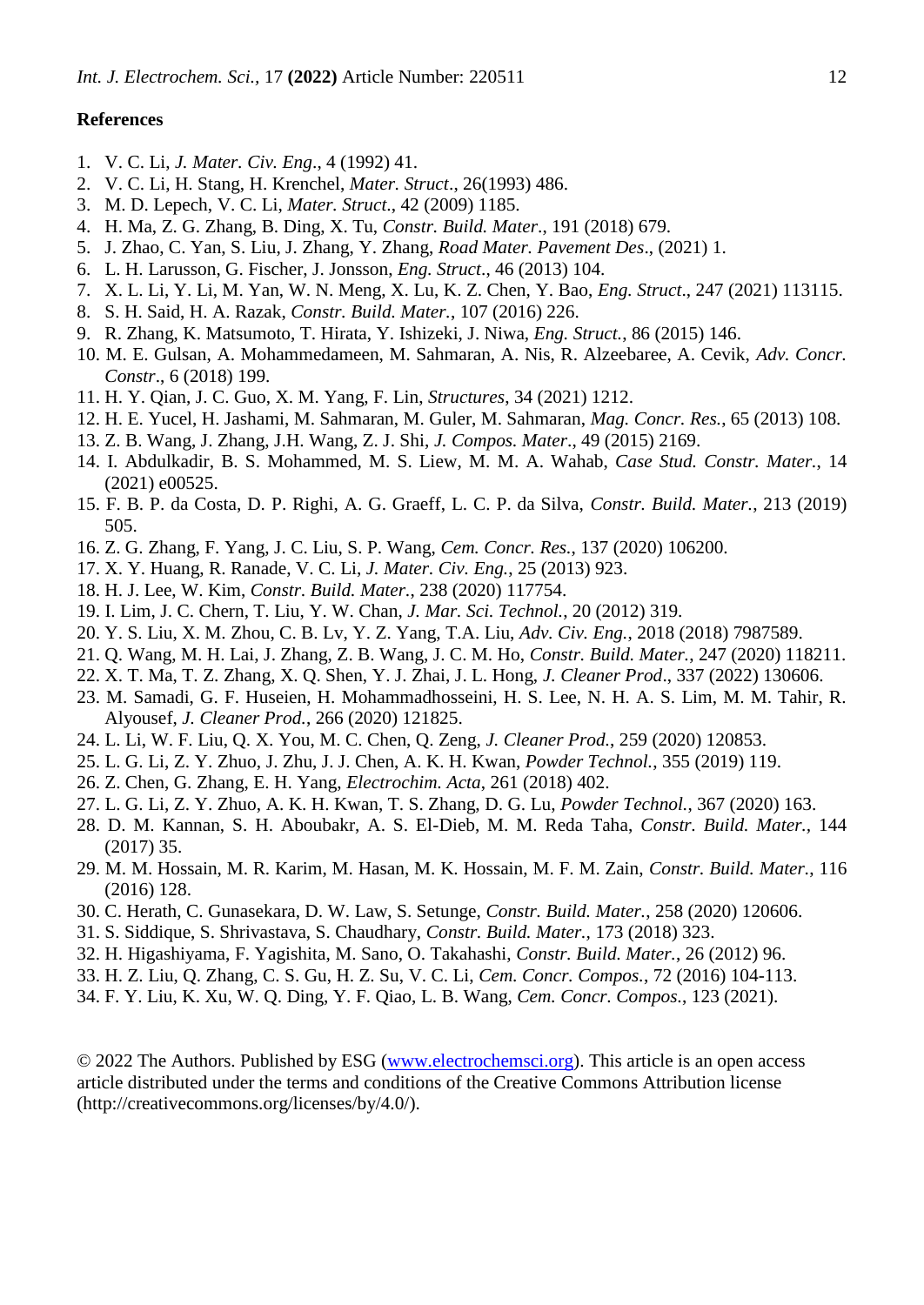## References

1. V. C. Li, *J. Mater. Civ. Eng*., 4 (1992) 41.
2. V. C. Li, H. Stang, H. Krenchel, *Mater. Struct*., 26(1993) 486.
3. M. D. Lepech, V. C. Li, *Mater. Struct*., 42 (2009) 1185.
4. H. Ma, Z. G. Zhang, B. Ding, X. Tu, *Constr. Build. Mater*., 191 (2018) 679.
5. J. Zhao, C. Yan, S. Liu, J. Zhang, Y. Zhang, *Road Mater. Pavement Des*., (2021) 1.
6. L. H. Larusson, G. Fischer, J. Jonsson, *Eng. Struct*., 46 (2013) 104.
7. X. L. Li, Y. Li, M. Yan, W. N. Meng, X. Lu, K. Z. Chen, Y. Bao, *Eng. Struct*., 247 (2021) 113115.
8. S. H. Said, H. A. Razak, *Constr. Build. Mater.*, 107 (2016) 226.
9. R. Zhang, K. Matsumoto, T. Hirata, Y. Ishizeki, J. Niwa, *Eng. Struct.*, 86 (2015) 146.
10. M. E. Gulsan, A. Mohammedameen, M. Sahmaran, A. Nis, R. Alzeebaree, A. Cevik, *Adv. Concr. Constr*., 6 (2018) 199.
11. H. Y. Qian, J. C. Guo, X. M. Yang, F. Lin, *Structures*, 34 (2021) 1212.
12. H. E. Yucel, H. Jashami, M. Sahmaran, M. Guler, M. Sahmaran, *Mag. Concr. Res.*, 65 (2013) 108.
13. Z. B. Wang, J. Zhang, J.H. Wang, Z. J. Shi, *J. Compos. Mater*., 49 (2015) 2169.
14. I. Abdulkadir, B. S. Mohammed, M. S. Liew, M. M. A. Wahab, *Case Stud. Constr. Mater.*, 14 (2021) e00525.
15. F. B. P. da Costa, D. P. Righi, A. G. Graeff, L. C. P. da Silva, *Constr. Build. Mater.*, 213 (2019) 505.
16. Z. G. Zhang, F. Yang, J. C. Liu, S. P. Wang, *Cem. Concr. Res.*, 137 (2020) 106200.
17. X. Y. Huang, R. Ranade, V. C. Li, *J. Mater. Civ. Eng.*, 25 (2013) 923.
18. H. J. Lee, W. Kim, *Constr. Build. Mater*., 238 (2020) 117754.
19. I. Lim, J. C. Chern, T. Liu, Y. W. Chan, *J. Mar. Sci. Technol.*, 20 (2012) 319.
20. Y. S. Liu, X. M. Zhou, C. B. Lv, Y. Z. Yang, T.A. Liu, *Adv. Civ. Eng.*, 2018 (2018) 7987589.
21. Q. Wang, M. H. Lai, J. Zhang, Z. B. Wang, J. C. M. Ho, *Constr. Build. Mater.*, 247 (2020) 118211.
22. X. T. Ma, T. Z. Zhang, X. Q. Shen, Y. J. Zhai, J. L. Hong, *J. Cleaner Prod*., 337 (2022) 130606.
23. M. Samadi, G. F. Huseien, H. Mohammadhosseini, H. S. Lee, N. H. A. S. Lim, M. M. Tahir, R. Alyousef, *J. Cleaner Prod.*, 266 (2020) 121825.
24. L. Li, W. F. Liu, Q. X. You, M. C. Chen, Q. Zeng, *J. Cleaner Prod.*, 259 (2020) 120853.
25. L. G. Li, Z. Y. Zhuo, J. Zhu, J. J. Chen, A. K. H. Kwan, *Powder Technol.*, 355 (2019) 119.
26. Z. Chen, G. Zhang, E. H. Yang, *Electrochim. Acta*, 261 (2018) 402.
27. L. G. Li, Z. Y. Zhuo, A. K. H. Kwan, T. S. Zhang, D. G. Lu, *Powder Technol.*, 367 (2020) 163.
28. D. M. Kannan, S. H. Aboubakr, A. S. El-Dieb, M. M. Reda Taha, *Constr. Build. Mater.*, 144 (2017) 35.
29. M. M. Hossain, M. R. Karim, M. Hasan, M. K. Hossain, M. F. M. Zain, *Constr. Build. Mater.*, 116 (2016) 128.
30. C. Herath, C. Gunasekara, D. W. Law, S. Setunge, *Constr. Build. Mater.*, 258 (2020) 120606.
31. S. Siddique, S. Shrivastava, S. Chaudhary, *Constr. Build. Mater*., 173 (2018) 323.
32. H. Higashiyama, F. Yagishita, M. Sano, O. Takahashi, *Constr. Build. Mater.*, 26 (2012) 96.
33. H. Z. Liu, Q. Zhang, C. S. Gu, H. Z. Su, V. C. Li, *Cem. Concr. Compos.*, 72 (2016) 104-113.
34. F. Y. Liu, K. Xu, W. Q. Ding, Y. F. Qiao, L. B. Wang, *Cem. Concr. Compos.*, 123 (2021).

© 2022 The Authors. Published by ESG (www.electrochemsci.org). This article is an open access article distributed under the terms and conditions of the Creative Commons Attribution license (http://creativecommons.org/licenses/by/4.0/).